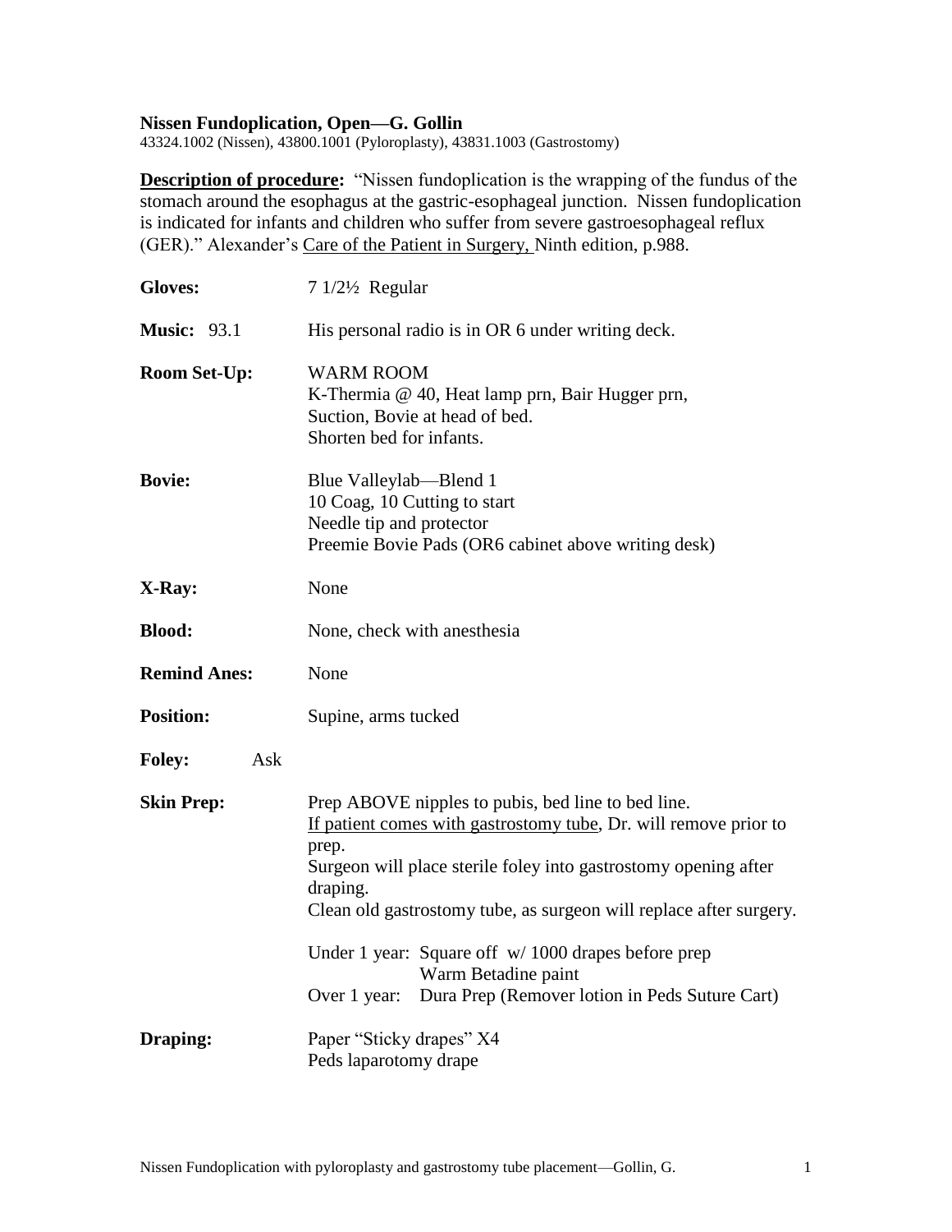**Nissen Fundoplication, Open—G. Gollin**
43324.1002 (Nissen), 43800.1001 (Pyloroplasty), 43831.1003 (Gastrostomy)

**Description of procedure:** "Nissen fundoplication is the wrapping of the fundus of the stomach around the esophagus at the gastric-esophageal junction. Nissen fundoplication is indicated for infants and children who suffer from severe gastroesophageal reflux (GER)." Alexander's Care of the Patient in Surgery, Ninth edition, p.988.

**Gloves:** 7 1/2½ Regular

**Music:** 93.1 His personal radio is in OR 6 under writing deck.

**Room Set-Up:**
WARM ROOM
K-Thermia @ 40, Heat lamp prn, Bair Hugger prn,
Suction, Bovie at head of bed.
Shorten bed for infants.

**Bovie:**
Blue Valleylab—Blend 1
10 Coag, 10 Cutting to start
Needle tip and protector
Preemie Bovie Pads (OR6 cabinet above writing desk)

**X-Ray:** None

**Blood:** None, check with anesthesia

**Remind Anes:** None

**Position:** Supine, arms tucked

**Foley:** Ask

**Skin Prep:**
Prep ABOVE nipples to pubis, bed line to bed line.
If patient comes with gastrostomy tube, Dr. will remove prior to prep.
Surgeon will place sterile foley into gastrostomy opening after draping.
Clean old gastrostomy tube, as surgeon will replace after surgery.

Under 1 year: Square off w/ 1000 drapes before prep
Warm Betadine paint
Over 1 year: Dura Prep (Remover lotion in Peds Suture Cart)

**Draping:**
Paper "Sticky drapes" X4
Peds laparotomy drape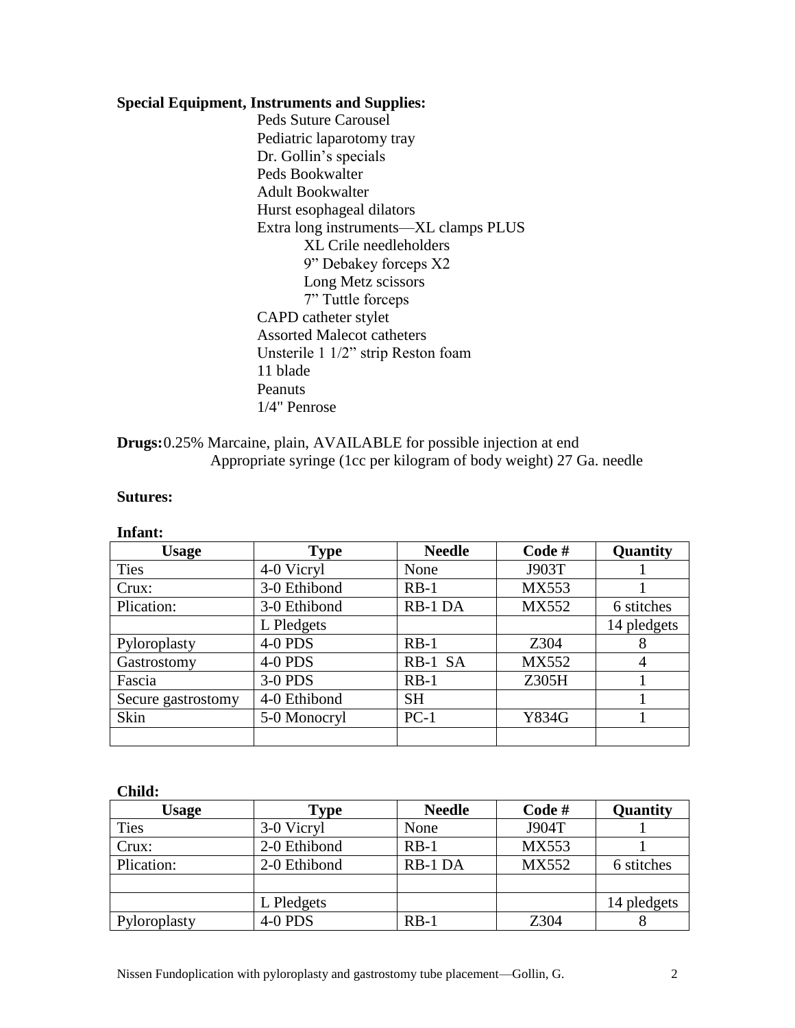**Special Equipment, Instruments and Supplies:**

- Peds Suture Carousel
- Pediatric laparotomy tray
- Dr. Gollin's specials
- Peds Bookwalter
- Adult Bookwalter
- Hurst esophageal dilators
- Extra long instruments—XL clamps PLUS
  - XL Crile needleholders
  - 9" Debakey forceps X2
  - Long Metz scissors
  - 7" Tuttle forceps
- CAPD catheter stylet
- Assorted Malecot catheters
- Unsterile 1 1/2" strip Reston foam
- 11 blade
- Peanuts
- 1/4" Penrose

**Drugs:** 0.25% Marcaine, plain, AVAILABLE for possible injection at end
Appropriate syringe (1cc per kilogram of body weight) 27 Ga. needle

**Sutures:**

**Infant:**

| Usage | Type | Needle | Code # | Quantity |
|---|---|---|---|---|
| Ties | 4-0 Vicryl | None | J903T | 1 |
| Crux: | 3-0 Ethibond | RB-1 | MX553 | 1 |
| Plication: | 3-0 Ethibond | RB-1 DA | MX552 | 6 stitches |
| | L Pledgets | | | 14 pledgets |
| Pyloroplasty | 4-0 PDS | RB-1 | Z304 | 8 |
| Gastrostomy | 4-0 PDS | RB-1 SA | MX552 | 4 |
| Fascia | 3-0 PDS | RB-1 | Z305H | 1 |
| Secure gastrostomy | 4-0 Ethibond | SH | | 1 |
| Skin | 5-0 Monocryl | PC-1 | Y834G | 1 |
| | | | | |

**Child:**

| Usage | Type | Needle | Code # | Quantity |
|---|---|---|---|---|
| Ties | 3-0 Vicryl | None | J904T | 1 |
| Crux: | 2-0 Ethibond | RB-1 | MX553 | 1 |
| Plication: | 2-0 Ethibond | RB-1 DA | MX552 | 6 stitches |
| | | | | |
| | L Pledgets | | | 14 pledgets |
| Pyloroplasty | 4-0 PDS | RB-1 | Z304 | 8 |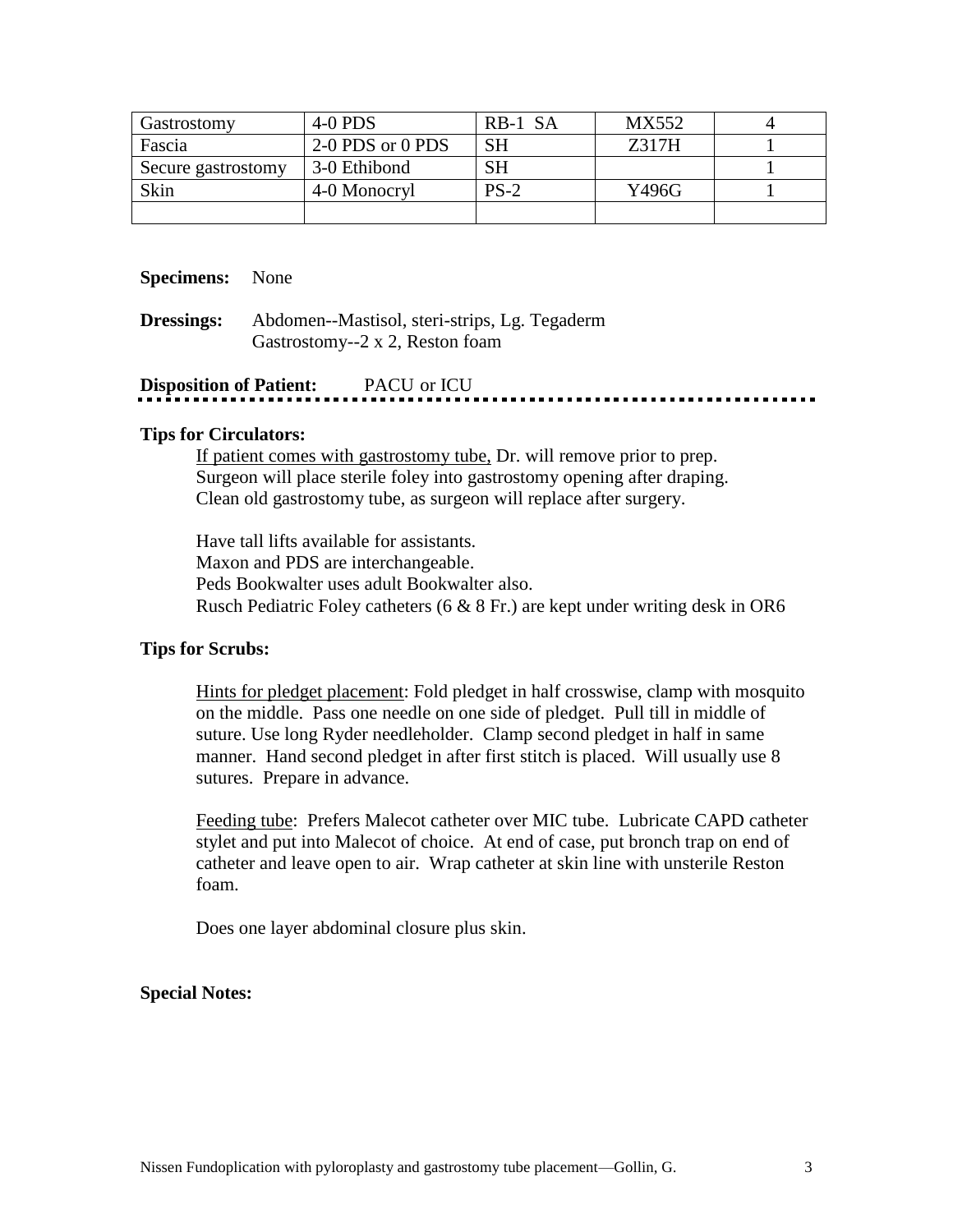| Gastrostomy | 4-0 PDS | RB-1 SA | MX552 | 4 |
|---|---|---|---|---|
| Fascia | 2-0 PDS or 0 PDS | SH | Z317H | 1 |
| Secure gastrostomy | 3-0 Ethibond | SH | | 1 |
| Skin | 4-0 Monocryl | PS-2 | Y496G | 1 |
| | | | | |

**Specimens:** None

**Dressings:** Abdomen--Mastisol, steri-strips, Lg. Tegaderm
Gastrostomy--2 x 2, Reston foam

**Disposition of Patient:** PACU or ICU

---

**Tips for Circulators:**

If patient comes with gastrostomy tube, Dr. will remove prior to prep. Surgeon will place sterile foley into gastrostomy opening after draping. Clean old gastrostomy tube, as surgeon will replace after surgery.

Have tall lifts available for assistants.
Maxon and PDS are interchangeable.
Peds Bookwalter uses adult Bookwalter also.
Rusch Pediatric Foley catheters (6 & 8 Fr.) are kept under writing desk in OR6

**Tips for Scrubs:**

Hints for pledget placement: Fold pledget in half crosswise, clamp with mosquito on the middle. Pass one needle on one side of pledget. Pull till in middle of suture. Use long Ryder needleholder. Clamp second pledget in half in same manner. Hand second pledget in after first stitch is placed. Will usually use 8 sutures. Prepare in advance.

Feeding tube: Prefers Malecot catheter over MIC tube. Lubricate CAPD catheter stylet and put into Malecot of choice. At end of case, put bronch trap on end of catheter and leave open to air. Wrap catheter at skin line with unsterile Reston foam.

Does one layer abdominal closure plus skin.

**Special Notes:**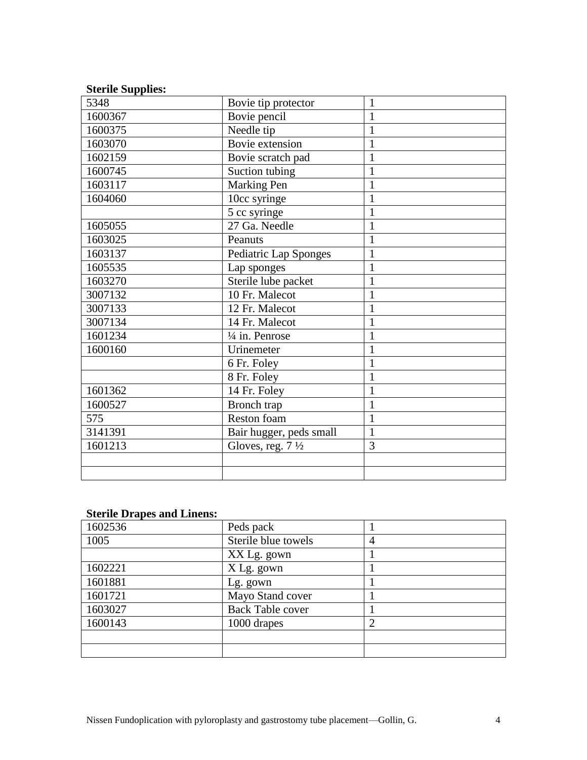**Sterile Supplies:**

| | | |
|---|---|---|
| 5348 | Bovie tip protector | 1 |
| 1600367 | Bovie pencil | 1 |
| 1600375 | Needle tip | 1 |
| 1603070 | Bovie extension | 1 |
| 1602159 | Bovie scratch pad | 1 |
| 1600745 | Suction tubing | 1 |
| 1603117 | Marking Pen | 1 |
| 1604060 | 10cc syringe | 1 |
| | 5 cc syringe | 1 |
| 1605055 | 27 Ga. Needle | 1 |
| 1603025 | Peanuts | 1 |
| 1603137 | Pediatric Lap Sponges | 1 |
| 1605535 | Lap sponges | 1 |
| 1603270 | Sterile lube packet | 1 |
| 3007132 | 10 Fr. Malecot | 1 |
| 3007133 | 12 Fr. Malecot | 1 |
| 3007134 | 14 Fr. Malecot | 1 |
| 1601234 | ¼ in. Penrose | 1 |
| 1600160 | Urinemeter | 1 |
| | 6 Fr. Foley | 1 |
| | 8 Fr. Foley | 1 |
| 1601362 | 14 Fr. Foley | 1 |
| 1600527 | Bronch trap | 1 |
| 575 | Reston foam | 1 |
| 3141391 | Bair hugger, peds small | 1 |
| 1601213 | Gloves, reg. 7 ½ | 3 |
| | | |
| | | |

**Sterile Drapes and Linens:**

| | | |
|---|---|---|
| 1602536 | Peds pack | 1 |
| 1005 | Sterile blue towels | 4 |
| | XX Lg. gown | 1 |
| 1602221 | X Lg. gown | 1 |
| 1601881 | Lg. gown | 1 |
| 1601721 | Mayo Stand cover | 1 |
| 1603027 | Back Table cover | 1 |
| 1600143 | 1000 drapes | 2 |
| | | |
| | | |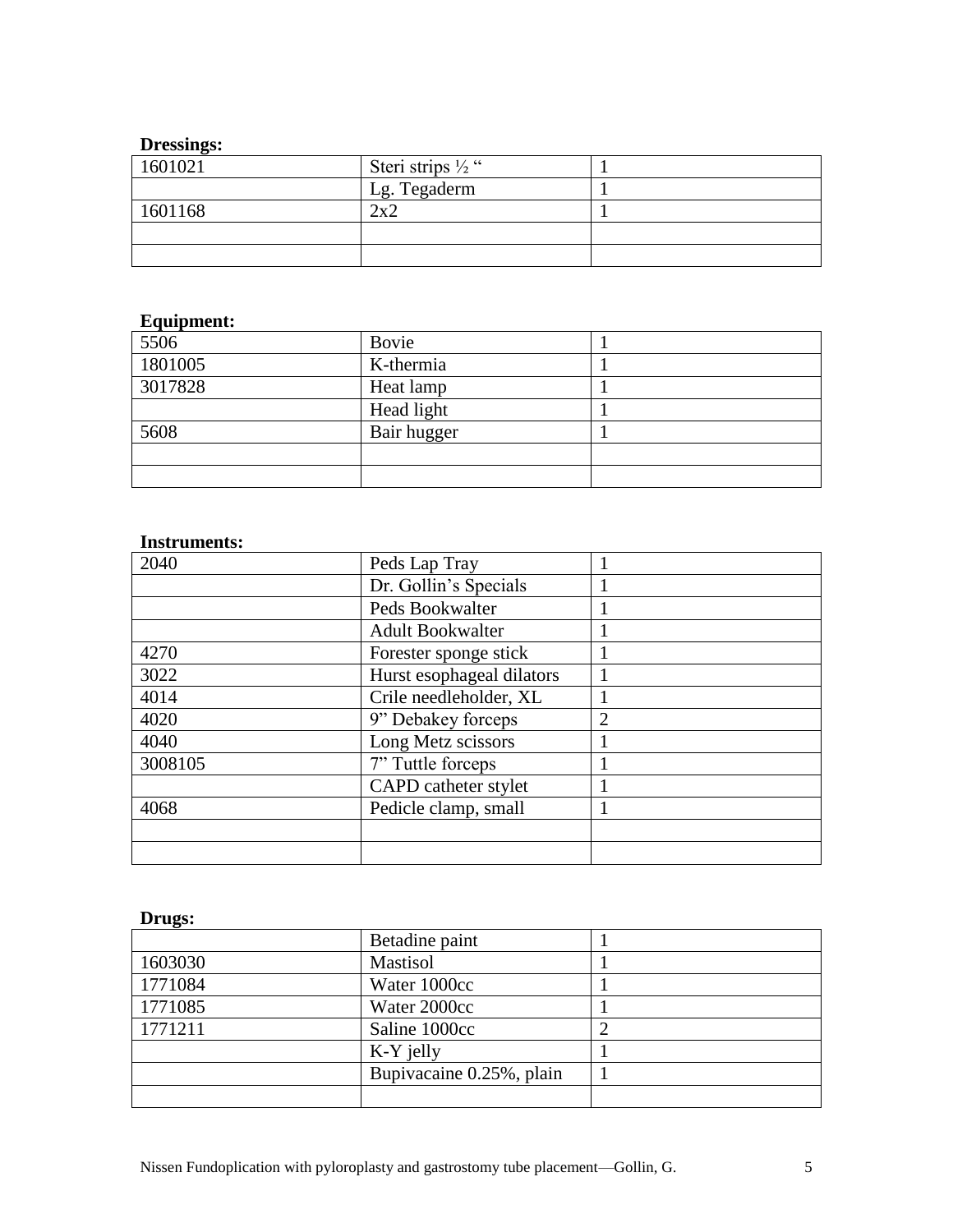**Dressings:**

| | | |
|---|---|---|
| 1601021 | Steri strips ½ " | 1 |
| | Lg. Tegaderm | 1 |
| 1601168 | 2x2 | 1 |
| | | |
| | | |

**Equipment:**

| | | |
|---|---|---|
| 5506 | Bovie | 1 |
| 1801005 | K-thermia | 1 |
| 3017828 | Heat lamp | 1 |
| | Head light | 1 |
| 5608 | Bair hugger | 1 |
| | | |
| | | |

**Instruments:**

| | | |
|---|---|---|
| 2040 | Peds Lap Tray | 1 |
| | Dr. Gollin's Specials | 1 |
| | Peds Bookwalter | 1 |
| | Adult Bookwalter | 1 |
| 4270 | Forester sponge stick | 1 |
| 3022 | Hurst esophageal dilators | 1 |
| 4014 | Crile needleholder, XL | 1 |
| 4020 | 9" Debakey forceps | 2 |
| 4040 | Long Metz scissors | 1 |
| 3008105 | 7" Tuttle forceps | 1 |
| | CAPD catheter stylet | 1 |
| 4068 | Pedicle clamp, small | 1 |
| | | |
| | | |

**Drugs:**

| | | |
|---|---|---|
| | Betadine paint | 1 |
| 1603030 | Mastisol | 1 |
| 1771084 | Water 1000cc | 1 |
| 1771085 | Water 2000cc | 1 |
| 1771211 | Saline 1000cc | 2 |
| | K-Y jelly | 1 |
| | Bupivacaine 0.25%, plain | 1 |
| | | |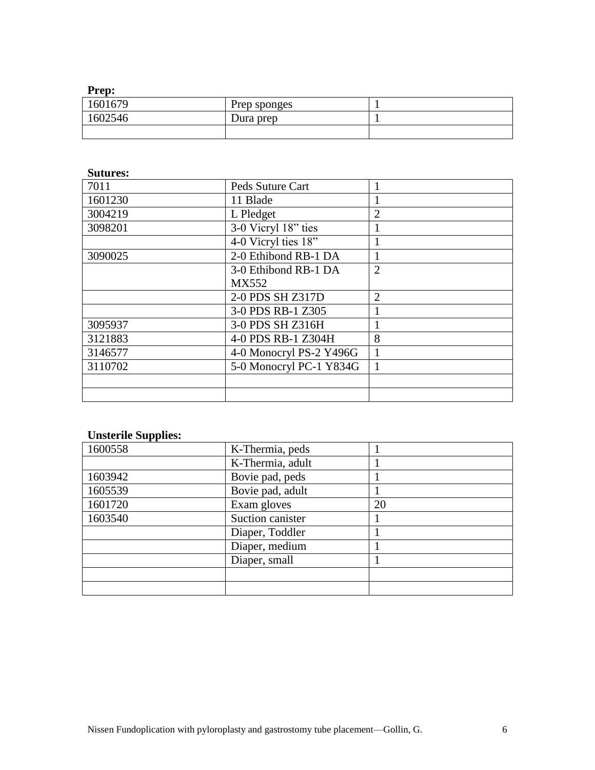**Prep:**

| | | |
|---|---|---|
| 1601679 | Prep sponges | 1 |
| 1602546 | Dura prep | 1 |
| | | |

**Sutures:**

| | | |
|---|---|---|
| 7011 | Peds Suture Cart | 1 |
| 1601230 | 11 Blade | 1 |
| 3004219 | L Pledget | 2 |
| 3098201 | 3-0 Vicryl 18" ties | 1 |
| | 4-0 Vicryl ties 18" | 1 |
| 3090025 | 2-0 Ethibond RB-1 DA | 1 |
| | 3-0 Ethibond RB-1 DA MX552 | 2 |
| | 2-0 PDS SH Z317D | 2 |
| | 3-0 PDS RB-1 Z305 | 1 |
| 3095937 | 3-0 PDS SH Z316H | 1 |
| 3121883 | 4-0 PDS RB-1 Z304H | 8 |
| 3146577 | 4-0 Monocryl PS-2 Y496G | 1 |
| 3110702 | 5-0 Monocryl PC-1 Y834G | 1 |
| | | |
| | | |

**Unsterile Supplies:**

| | | |
|---|---|---|
| 1600558 | K-Thermia, peds | 1 |
| | K-Thermia, adult | 1 |
| 1603942 | Bovie pad, peds | 1 |
| 1605539 | Bovie pad, adult | 1 |
| 1601720 | Exam gloves | 20 |
| 1603540 | Suction canister | 1 |
| | Diaper, Toddler | 1 |
| | Diaper, medium | 1 |
| | Diaper, small | 1 |
| | | |
| | | |